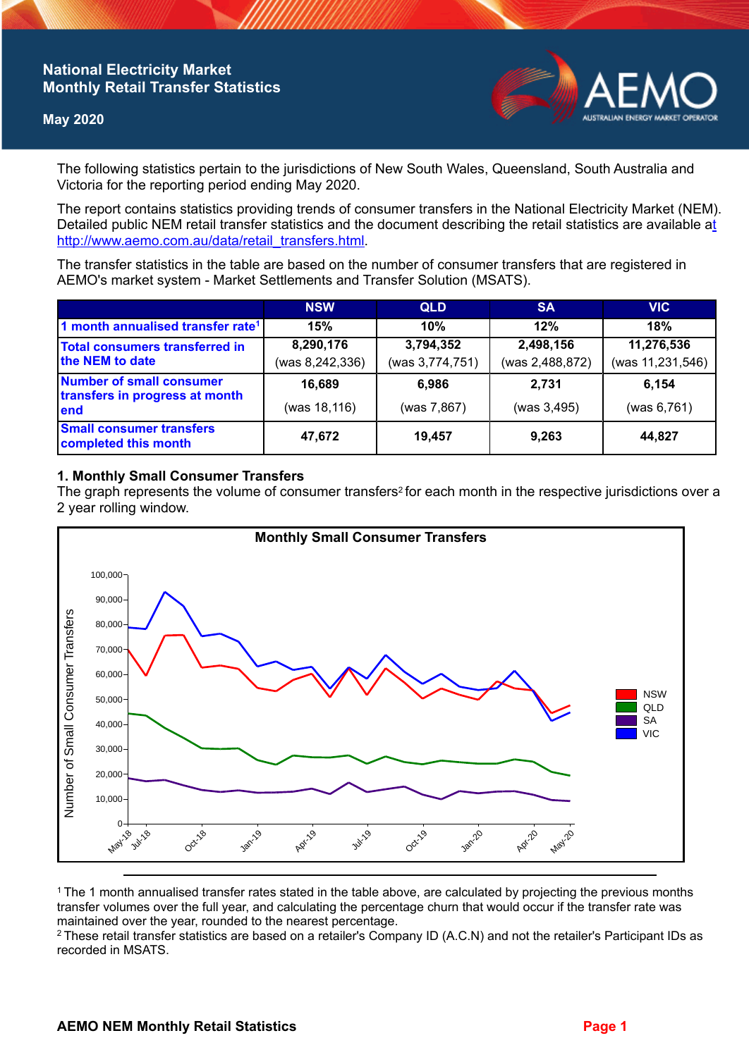# National Electricity Market Monthly Retail Transfer Statistics

**May 2020**

The following statistics pertain to the jurisdictions of New South Wales, Queensland, South Australia and Victoria for the reporting period ending May 2020.

The report contains statistics providing trends of consumer transfers in the National Electricity Market (NEM). Detailed public NEM retail transfer statistics and the document describing the retail statistics are available at http://www.aemo.com.au/data/retail_transfers.html.

The transfer statistics in the table are based on the number of consumer transfers that are registered in AEMO's market system - Market Settlements and Transfer Solution (MSATS).

| | NSW | QLD | SA | VIC |
|---|---|---|---|---|
| 1 month annualised transfer rate[1] | 15% | 10% | 12% | 18% |
| Total consumers transferred in the NEM to date | 8,290,176 (was 8,242,336) | 3,794,352 (was 3,774,751) | 2,498,156 (was 2,488,872) | 11,276,536 (was 11,231,546) |
| Number of small consumer transfers in progress at month end | 16,689 (was 18,116) | 6,986 (was 7,867) | 2,731 (was 3,495) | 6,154 (was 6,761) |
| Small consumer transfers completed this month | 47,672 | 19,457 | 9,263 | 44,827 |

## 1. Monthly Small Consumer Transfers

The graph represents the volume of consumer transfers[2] for each month in the respective jurisdictions over a 2 year rolling window.

[1] The 1 month annualised transfer rates stated in the table above, are calculated by projecting the previous months transfer volumes over the full year, and calculating the percentage churn that would occur if the transfer rate was maintained over the year, rounded to the nearest percentage.

[2] These retail transfer statistics are based on a retailer's Company ID (A.C.N) and not the retailer's Participant IDs as recorded in MSATS.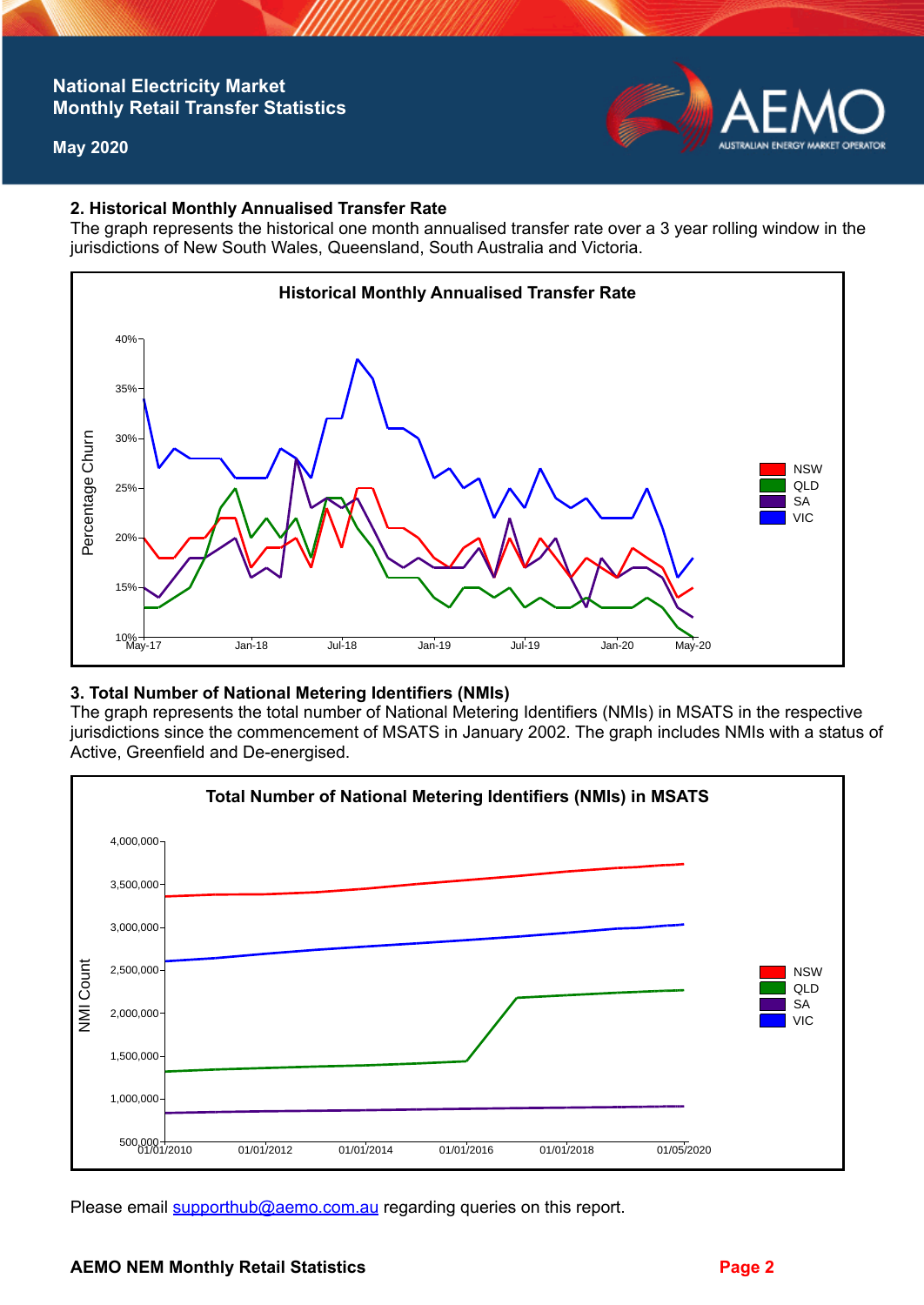## 2. Historical Monthly Annualised Transfer Rate

The graph represents the historical one month annualised transfer rate over a 3 year rolling window in the jurisdictions of New South Wales, Queensland, South Australia and Victoria.

Historical Monthly Annualised Transfer Rate

Percentage Churn

40%
35%
30%
25%
20%
15%
10%

May-17
Jan-18
Jul-18
Jan-19
Jul-19
Jan-20
May-20

NSW
QLD
SA
VIC

## 3. Total Number of National Metering Identifiers (NMIs)

The graph represents the total number of National Metering Identifiers (NMIs) in MSATS in the respective jurisdictions since the commencement of MSATS in January 2002. The graph includes NMIs with a status of Active, Greenfield and De-energised.

Total Number of National Metering Identifiers (NMIs) in MSATS

NMI Count

4,000,000
3,500,000
3,000,000
2,500,000
2,000,000
1,500,000
1,000,000
500,000

01/01/2010
01/01/2012
01/01/2014
01/01/2016
01/01/2018
01/05/2020

NSW
QLD
SA
VIC

Please email supporthub@aemo.com.au regarding queries on this report.